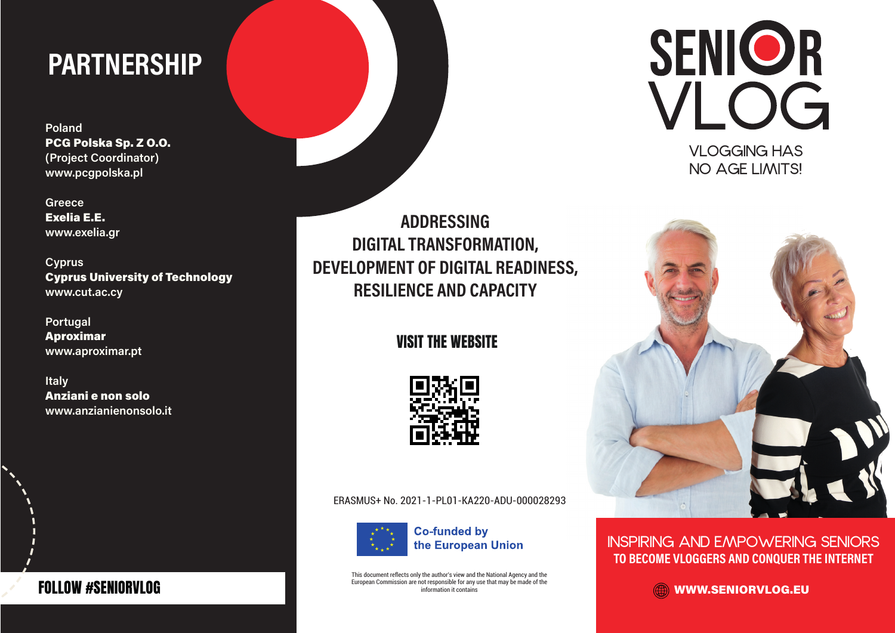## PARTNERSHIP

Poland
**PCG Polska Sp. Z O.O.**
(Project Coordinator)
www.pcgpolska.pl

Greece
**Exelia E.E.**
www.exelia.gr

Cyprus
**Cyprus University of Technology**
www.cut.ac.cy

Portugal
**Aproximar**
www.aproximar.pt

Italy
**Anziani e non solo**
www.anzianienonsolo.it

FOLLOW #SENIORVLOG

## ADDRESSING DIGITAL TRANSFORMATION, DEVELOPMENT OF DIGITAL READINESS, RESILIENCE AND CAPACITY

### VISIT THE WEBSITE

ERASMUS+ No. 2021-1-PL01-KA220-ADU-000028293

Co-funded by the European Union

This document reflects only the author's view and the National Agency and the European Commission are not responsible for any use that may be made of the information it contains

# SENIOR VLOG

VLOGGING HAS NO AGE LIMITS!

INSPIRING AND EMPOWERING SENIORS
**TO BECOME VLOGGERS AND CONQUER THE INTERNET**

WWW.SENIORVLOG.EU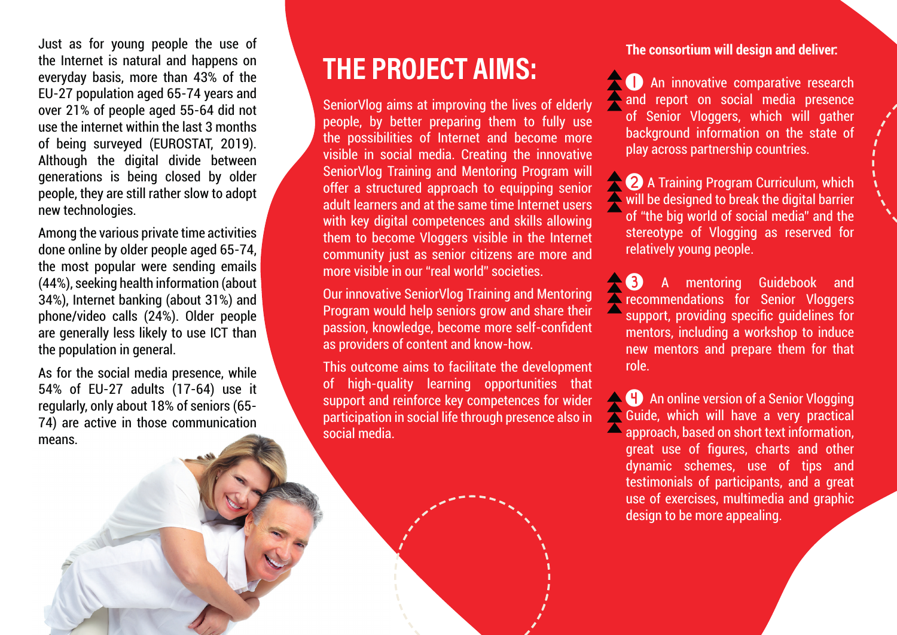Just as for young people the use of the Internet is natural and happens on everyday basis, more than 43% of the EU-27 population aged 65-74 years and over 21% of people aged 55-64 did not use the internet within the last 3 months of being surveyed (EUROSTAT, 2019). Although the digital divide between generations is being closed by older people, they are still rather slow to adopt new technologies.

Among the various private time activities done online by older people aged 65-74, the most popular were sending emails (44%), seeking health information (about 34%), Internet banking (about 31%) and phone/video calls (24%). Older people are generally less likely to use ICT than the population in general.

As for the social media presence, while 54% of EU-27 adults (17-64) use it regularly, only about 18% of seniors (65-74) are active in those communication means.

# THE PROJECT AIMS:

SeniorVlog aims at improving the lives of elderly people, by better preparing them to fully use the possibilities of Internet and become more visible in social media. Creating the innovative SeniorVlog Training and Mentoring Program will offer a structured approach to equipping senior adult learners and at the same time Internet users with key digital competences and skills allowing them to become Vloggers visible in the Internet community just as senior citizens are more and more visible in our "real world" societies.

Our innovative SeniorVlog Training and Mentoring Program would help seniors grow and share their passion, knowledge, become more self-confident as providers of content and know-how.

This outcome aims to facilitate the development of high-quality learning opportunities that support and reinforce key competences for wider participation in social life through presence also in social media.

**The consortium will design and deliver:**

1. An innovative comparative research and report on social media presence of Senior Vloggers, which will gather background information on the state of play across partnership countries.

2. A Training Program Curriculum, which will be designed to break the digital barrier of "the big world of social media" and the stereotype of Vlogging as reserved for relatively young people.

3. A mentoring Guidebook and recommendations for Senior Vloggers support, providing specific guidelines for mentors, including a workshop to induce new mentors and prepare them for that role.

4. An online version of a Senior Vlogging Guide, which will have a very practical approach, based on short text information, great use of figures, charts and other dynamic schemes, use of tips and testimonials of participants, and a great use of exercises, multimedia and graphic design to be more appealing.